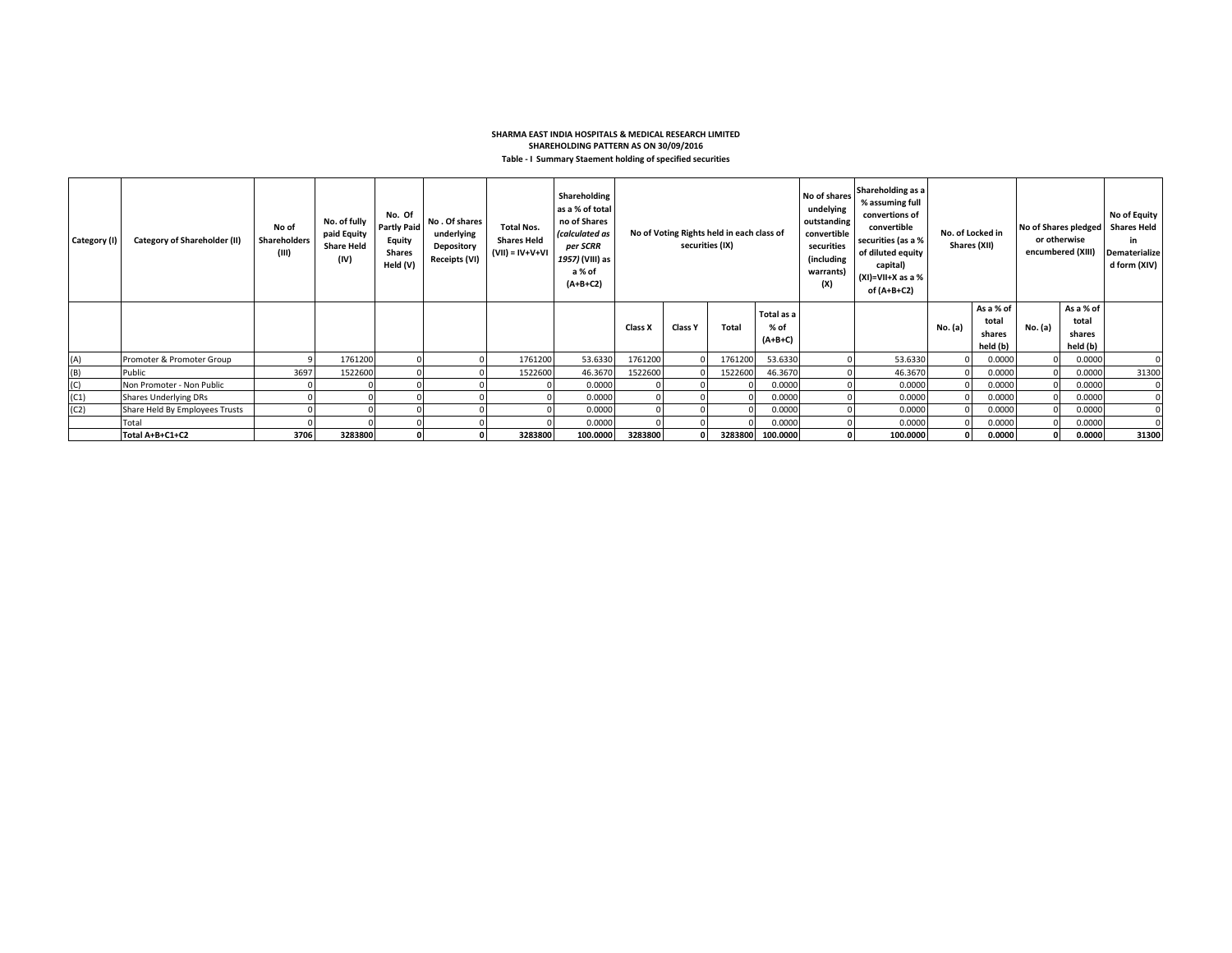**SHARMA EAST INDIA HOSPITALS & MEDICAL RESEARCH LIMITED**
**SHAREHOLDING PATTERN AS ON 30/09/2016**
**Table - I Summary Staement holding of specified securities**

| Category (I) | Category of Shareholder (II) | No of Shareholders (III) | No. of fully paid Equity Share Held (IV) | No. Of Partly Paid Equity Shares Held (V) | No . Of shares underlying Depository Receipts (VI) | Total Nos. Shares Held (VII) = IV+V+VI | Shareholding as a % of total no of Shares *(calculated as per SCRR 1957)* (VIII) as a % of (A+B+C2) | No of Voting Rights held in each class of securities (IX) | | | | No of shares undelying outstanding convertible securities (including warrants) (X) | Shareholding as a % assuming full convertions of convertible securities (as a % of diluted equity capital) (XI)=VII+X as a % of (A+B+C2) | No. of Locked in Shares (XII) | | No of Shares pledged or otherwise encumbered (XIII) | | No of Equity Shares Held in Dematerialized form (XIV) |
|---|---|---|---|---|---|---|---|---|---|---|---|---|---|---|---|---|---|---|
| | | | | | | | | Class X | Class Y | Total | Total as a % of (A+B+C) | | | No. (a) | As a % of total shares held (b) | No. (a) | As a % of total shares held (b) | |
| (A) | Promoter & Promoter Group | 9 | 1761200 | 0 | 0 | 1761200 | 53.6330 | 1761200 | 0 | 1761200 | 53.6330 | 0 | 53.6330 | 0 | 0.0000 | 0 | 0.0000 | 0 |
| (B) | Public | 3697 | 1522600 | 0 | 0 | 1522600 | 46.3670 | 1522600 | 0 | 1522600 | 46.3670 | 0 | 46.3670 | 0 | 0.0000 | 0 | 0.0000 | 31300 |
| (C) | Non Promoter - Non Public | 0 | 0 | 0 | 0 | 0 | 0.0000 | 0 | 0 | 0 | 0.0000 | 0 | 0.0000 | 0 | 0.0000 | 0 | 0.0000 | 0 |
| (C1) | Shares Underlying DRs | 0 | 0 | 0 | 0 | 0 | 0.0000 | 0 | 0 | 0 | 0.0000 | 0 | 0.0000 | 0 | 0.0000 | 0 | 0.0000 | 0 |
| (C2) | Share Held By Employees Trusts | 0 | 0 | 0 | 0 | 0 | 0.0000 | 0 | 0 | 0 | 0.0000 | 0 | 0.0000 | 0 | 0.0000 | 0 | 0.0000 | 0 |
| | Total | 0 | 0 | 0 | 0 | 0 | 0.0000 | 0 | 0 | 0 | 0.0000 | 0 | 0.0000 | 0 | 0.0000 | 0 | 0.0000 | 0 |
| | **Total A+B+C1+C2** | **3706** | **3283800** | **0** | **0** | **3283800** | **100.0000** | **3283800** | **0** | **3283800** | **100.0000** | **0** | **100.0000** | **0** | **0.0000** | **0** | **0.0000** | **31300** |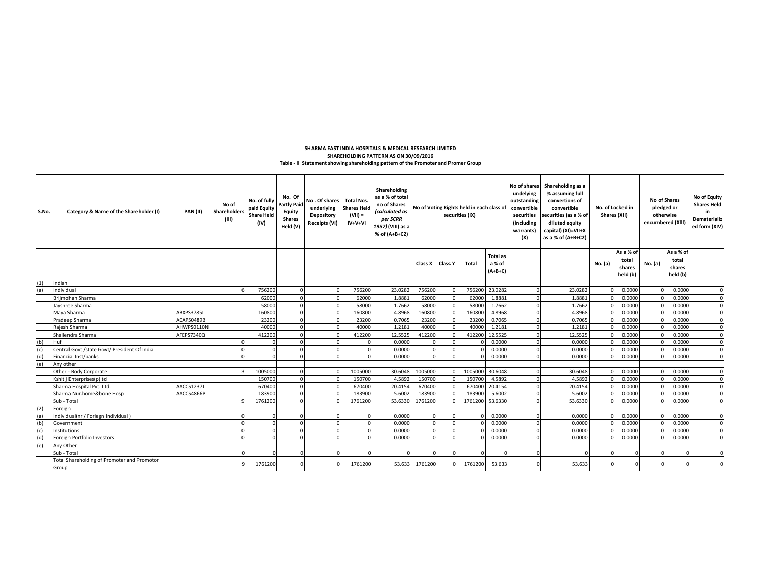**SHARMA EAST INDIA HOSPITALS & MEDICAL RESEARCH LIMITED**
**SHAREHOLDING PATTERN AS ON 30/09/2016**
**Table - II Statement showing shareholding pattern of the Promoter and Promer Group**

| S.No. | Category & Name of the Shareholder (I) | PAN (II) | No of Shareholders (III) | No. of fully paid Equity Share Held (IV) | No. Of Partly Paid Equity Shares Held (V) | No . Of shares underlying Depository Receipts (VI) | Total Nos. Shares Held (VII) = IV+V+VI | Shareholding as a % of total no of Shares (calculated as per SCRR 1957) (VIII) as a % of (A+B+C2) | No of Voting Rights held in each class of securities (IX) | | | | No of shares undelying outstanding convertible securities (including warrants) (X) | Shareholding as a % assuming full convertions of convertible securities (as a % of diluted equity capital) (XI)=VII+X as a % of (A+B+C2) | No. of Locked in Shares (XII) | | No of Shares pledged or otherwise encumbered (XIII) | | No of Equity Shares Held in Dematerialized form (XIV) |
|---|---|---|---|---|---|---|---|---|---|---|---|---|---|---|---|---|---|---|---|
| | | | | | | | | | Class X | Class Y | Total | Total as a % of (A+B+C) | | | No. (a) | As a % of total shares held (b) | No. (a) | As a % of total shares held (b) | |
| (1) | Indian | | | | | | | | | | | | | | | | | | |
| (a) | Individual | | 6 | 756200 | 0 | 0 | 756200 | 23.0282 | 756200 | 0 | 756200 | 23.0282 | 0 | 23.0282 | 0 | 0.0000 | 0 | 0.0000 | 0 |
| | Brijmohan Sharma | | | 62000 | 0 | 0 | 62000 | 1.8881 | 62000 | 0 | 62000 | 1.8881 | 0 | 1.8881 | 0 | 0.0000 | 0 | 0.0000 | 0 |
| | Jayshree Sharma | | | 58000 | 0 | 0 | 58000 | 1.7662 | 58000 | 0 | 58000 | 1.7662 | 0 | 1.7662 | 0 | 0.0000 | 0 | 0.0000 | 0 |
| | Maya Sharma | ABXPS3785L | | 160800 | 0 | 0 | 160800 | 4.8968 | 160800 | 0 | 160800 | 4.8968 | 0 | 4.8968 | 0 | 0.0000 | 0 | 0.0000 | 0 |
| | Pradeep Sharma | ACAPS0489B | | 23200 | 0 | 0 | 23200 | 0.7065 | 23200 | 0 | 23200 | 0.7065 | 0 | 0.7065 | 0 | 0.0000 | 0 | 0.0000 | 0 |
| | Rajesh Sharma | AHWPS0110N | | 40000 | 0 | 0 | 40000 | 1.2181 | 40000 | 0 | 40000 | 1.2181 | 0 | 1.2181 | 0 | 0.0000 | 0 | 0.0000 | 0 |
| | Shailendra Sharma | AFEPS7340Q | | 412200 | 0 | 0 | 412200 | 12.5525 | 412200 | 0 | 412200 | 12.5525 | 0 | 12.5525 | 0 | 0.0000 | 0 | 0.0000 | 0 |
| (b) | Huf | | 0 | 0 | 0 | 0 | 0 | 0.0000 | 0 | 0 | 0 | 0.0000 | 0 | 0.0000 | 0 | 0.0000 | 0 | 0.0000 | 0 |
| (c) | Central Govt /state Govt/ President Of India | | 0 | 0 | 0 | 0 | 0 | 0.0000 | 0 | 0 | 0 | 0.0000 | 0 | 0.0000 | 0 | 0.0000 | 0 | 0.0000 | 0 |
| (d) | Financial Inst/banks | | 0 | 0 | 0 | 0 | 0 | 0.0000 | 0 | 0 | 0 | 0.0000 | 0 | 0.0000 | 0 | 0.0000 | 0 | 0.0000 | 0 |
| (e) | Any other | | | | | | | | | | | | | | | | | | |
| | Other - Body Corporate | | 3 | 1005000 | 0 | 0 | 1005000 | 30.6048 | 1005000 | 0 | 1005000 | 30.6048 | 0 | 30.6048 | 0 | 0.0000 | 0 | 0.0000 | 0 |
| | Kshitij Enterprises(p)ltd | | | 150700 | 0 | 0 | 150700 | 4.5892 | 150700 | 0 | 150700 | 4.5892 | 0 | 4.5892 | 0 | 0.0000 | 0 | 0.0000 | 0 |
| | Sharma Hospital Pvt. Ltd. | AACCS1237J | | 670400 | 0 | 0 | 670400 | 20.4154 | 670400 | 0 | 670400 | 20.4154 | 0 | 20.4154 | 0 | 0.0000 | 0 | 0.0000 | 0 |
| | Sharma Nur.home&bone Hosp | AACCS4866P | | 183900 | 0 | 0 | 183900 | 5.6002 | 183900 | 0 | 183900 | 5.6002 | 0 | 5.6002 | 0 | 0.0000 | 0 | 0.0000 | 0 |
| | Sub - Total | | 9 | 1761200 | 0 | 0 | 1761200 | 53.6330 | 1761200 | 0 | 1761200 | 53.6330 | 0 | 53.6330 | 0 | 0.0000 | 0 | 0.0000 | 0 |
| (2) | Foreign | | | | | | | | | | | | | | | | | | |
| (a) | Individual(nri/ Foriegn Individual ) | | 0 | 0 | 0 | 0 | 0 | 0.0000 | 0 | 0 | 0 | 0.0000 | 0 | 0.0000 | 0 | 0.0000 | 0 | 0.0000 | 0 |
| (b) | Government | | 0 | 0 | 0 | 0 | 0 | 0.0000 | 0 | 0 | 0 | 0.0000 | 0 | 0.0000 | 0 | 0.0000 | 0 | 0.0000 | 0 |
| (c) | Institutions | | 0 | 0 | 0 | 0 | 0 | 0.0000 | 0 | 0 | 0 | 0.0000 | 0 | 0.0000 | 0 | 0.0000 | 0 | 0.0000 | 0 |
| (d) | Foreign Portfolio Investors | | 0 | 0 | 0 | 0 | 0 | 0.0000 | 0 | 0 | 0 | 0.0000 | 0 | 0.0000 | 0 | 0.0000 | 0 | 0.0000 | 0 |
| (e) | Any Other | | | | | | | | | | | | | | | | | | |
| | Sub - Total | | 0 | 0 | 0 | 0 | 0 | 0 | 0 | 0 | 0 | 0 | 0 | 0 | 0 | 0 | 0 | 0 | 0 |
| | Total Shareholding of Promoter and Promotor Group | | 9 | 1761200 | 0 | 0 | 1761200 | 53.633 | 1761200 | 0 | 1761200 | 53.633 | 0 | 53.633 | 0 | 0 | 0 | 0 | 0 |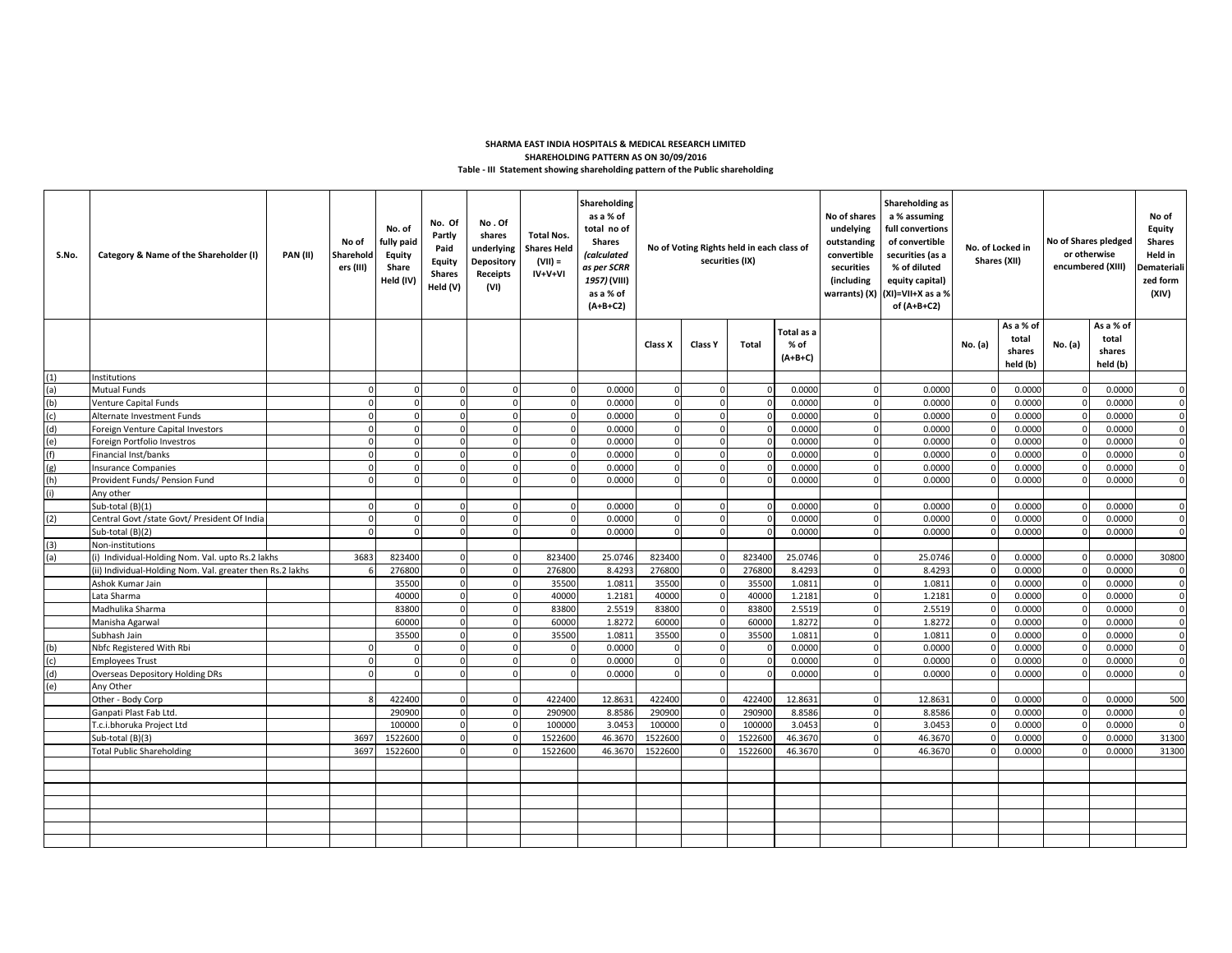**SHARMA EAST INDIA HOSPITALS & MEDICAL RESEARCH LIMITED**

**SHAREHOLDING PATTERN AS ON 30/09/2016**

**Table - III Statement showing shareholding pattern of the Public shareholding**

| S.No. | Category & Name of the Shareholder (I) | PAN (II) | No of Shareholders (III) | No. of fully paid Equity Share Held (IV) | No. Of Partly Paid Equity Shares Held (V) | No . Of shares underlying Depository Receipts (VI) | Total Nos. Shares Held (VII) = IV+V+VI | Shareholding as a % of total no of Shares (calculated as per SCRR 1957) (VIII) as a % of (A+B+C2) | No of Voting Rights held in each class of securities (IX) | | | | No of shares undelying outstanding convertible securities (including warrants) (X) | Shareholding as a % assuming full convertions of convertible securities (as a % of diluted equity capital) (XI)=VII+X as a % of (A+B+C2) | No. of Locked in Shares (XII) | | No of Shares pledged or otherwise encumbered (XIII) | | No of Equity Shares Held in Dematerialized form (XIV) |
|---|---|---|---|---|---|---|---|---|---|---|---|---|---|---|---|---|---|---|---|
| | | | | | | | | | Class X | Class Y | Total | Total as a % of (A+B+C) | | | No. (a) | As a % of total shares held (b) | No. (a) | As a % of total shares held (b) | |
| (1) | Institutions | | | | | | | | | | | | | | | | | | |
| (a) | Mutual Funds | | 0 | 0 | 0 | 0 | 0 | 0.0000 | 0 | 0 | 0 | 0.0000 | 0 | 0.0000 | 0 | 0.0000 | 0 | 0.0000 | 0 |
| (b) | Venture Capital Funds | | 0 | 0 | 0 | 0 | 0 | 0.0000 | 0 | 0 | 0 | 0.0000 | 0 | 0.0000 | 0 | 0.0000 | 0 | 0.0000 | 0 |
| (c) | Alternate Investment Funds | | 0 | 0 | 0 | 0 | 0 | 0.0000 | 0 | 0 | 0 | 0.0000 | 0 | 0.0000 | 0 | 0.0000 | 0 | 0.0000 | 0 |
| (d) | Foreign Venture Capital Investors | | 0 | 0 | 0 | 0 | 0 | 0.0000 | 0 | 0 | 0 | 0.0000 | 0 | 0.0000 | 0 | 0.0000 | 0 | 0.0000 | 0 |
| (e) | Foreign Portfolio Investros | | 0 | 0 | 0 | 0 | 0 | 0.0000 | 0 | 0 | 0 | 0.0000 | 0 | 0.0000 | 0 | 0.0000 | 0 | 0.0000 | 0 |
| (f) | Financial Inst/banks | | 0 | 0 | 0 | 0 | 0 | 0.0000 | 0 | 0 | 0 | 0.0000 | 0 | 0.0000 | 0 | 0.0000 | 0 | 0.0000 | 0 |
| (g) | Insurance Companies | | 0 | 0 | 0 | 0 | 0 | 0.0000 | 0 | 0 | 0 | 0.0000 | 0 | 0.0000 | 0 | 0.0000 | 0 | 0.0000 | 0 |
| (h) | Provident Funds/ Pension Fund | | 0 | 0 | 0 | 0 | 0 | 0.0000 | 0 | 0 | 0 | 0.0000 | 0 | 0.0000 | 0 | 0.0000 | 0 | 0.0000 | 0 |
| (i) | Any other | | | | | | | | | | | | | | | | | | |
| | Sub-total (B)(1) | | 0 | 0 | 0 | 0 | 0 | 0.0000 | 0 | 0 | 0 | 0.0000 | 0 | 0.0000 | 0 | 0.0000 | 0 | 0.0000 | 0 |
| (2) | Central Govt /state Govt/ President Of India | | 0 | 0 | 0 | 0 | 0 | 0.0000 | 0 | 0 | 0 | 0.0000 | 0 | 0.0000 | 0 | 0.0000 | 0 | 0.0000 | 0 |
| | Sub-total (B)(2) | | 0 | 0 | 0 | 0 | 0 | 0.0000 | 0 | 0 | 0 | 0.0000 | 0 | 0.0000 | 0 | 0.0000 | 0 | 0.0000 | 0 |
| (3) | Non-institutions | | | | | | | | | | | | | | | | | | |
| (a) | (i) Individual-Holding Nom. Val. upto Rs.2 lakhs | | 3683 | 823400 | 0 | 0 | 823400 | 25.0746 | 823400 | 0 | 823400 | 25.0746 | 0 | 25.0746 | 0 | 0.0000 | 0 | 0.0000 | 30800 |
| | (ii) Individual-Holding Nom. Val. greater then Rs.2 lakhs | | 6 | 276800 | 0 | 0 | 276800 | 8.4293 | 276800 | 0 | 276800 | 8.4293 | 0 | 8.4293 | 0 | 0.0000 | 0 | 0.0000 | 0 |
| | Ashok Kumar Jain | | | 35500 | 0 | 0 | 35500 | 1.0811 | 35500 | 0 | 35500 | 1.0811 | 0 | 1.0811 | 0 | 0.0000 | 0 | 0.0000 | 0 |
| | Lata Sharma | | | 40000 | 0 | 0 | 40000 | 1.2181 | 40000 | 0 | 40000 | 1.2181 | 0 | 1.2181 | 0 | 0.0000 | 0 | 0.0000 | 0 |
| | Madhulika Sharma | | | 83800 | 0 | 0 | 83800 | 2.5519 | 83800 | 0 | 83800 | 2.5519 | 0 | 2.5519 | 0 | 0.0000 | 0 | 0.0000 | 0 |
| | Manisha Agarwal | | | 60000 | 0 | 0 | 60000 | 1.8272 | 60000 | 0 | 60000 | 1.8272 | 0 | 1.8272 | 0 | 0.0000 | 0 | 0.0000 | 0 |
| | Subhash Jain | | | 35500 | 0 | 0 | 35500 | 1.0811 | 35500 | 0 | 35500 | 1.0811 | 0 | 1.0811 | 0 | 0.0000 | 0 | 0.0000 | 0 |
| (b) | Nbfc Registered With Rbi | | 0 | 0 | 0 | 0 | 0 | 0.0000 | 0 | 0 | 0 | 0.0000 | 0 | 0.0000 | 0 | 0.0000 | 0 | 0.0000 | 0 |
| (c) | Employees Trust | | 0 | 0 | 0 | 0 | 0 | 0.0000 | 0 | 0 | 0 | 0.0000 | 0 | 0.0000 | 0 | 0.0000 | 0 | 0.0000 | 0 |
| (d) | Overseas Depository Holding DRs | | 0 | 0 | 0 | 0 | 0 | 0.0000 | 0 | 0 | 0 | 0.0000 | 0 | 0.0000 | 0 | 0.0000 | 0 | 0.0000 | 0 |
| (e) | Any Other | | | | | | | | | | | | | | | | | | |
| | Other - Body Corp | | 8 | 422400 | 0 | 0 | 422400 | 12.8631 | 422400 | 0 | 422400 | 12.8631 | 0 | 12.8631 | 0 | 0.0000 | 0 | 0.0000 | 500 |
| | Ganpati Plast Fab Ltd. | | | 290900 | 0 | 0 | 290900 | 8.8586 | 290900 | 0 | 290900 | 8.8586 | 0 | 8.8586 | 0 | 0.0000 | 0 | 0.0000 | 0 |
| | T.c.i.bhoruka Project Ltd | | | 100000 | 0 | 0 | 100000 | 3.0453 | 100000 | 0 | 100000 | 3.0453 | 0 | 3.0453 | 0 | 0.0000 | 0 | 0.0000 | 0 |
| | Sub-total (B)(3) | | 3697 | 1522600 | 0 | 0 | 1522600 | 46.3670 | 1522600 | 0 | 1522600 | 46.3670 | 0 | 46.3670 | 0 | 0.0000 | 0 | 0.0000 | 31300 |
| | Total Public Shareholding | | 3697 | 1522600 | 0 | 0 | 1522600 | 46.3670 | 1522600 | 0 | 1522600 | 46.3670 | 0 | 46.3670 | 0 | 0.0000 | 0 | 0.0000 | 31300 |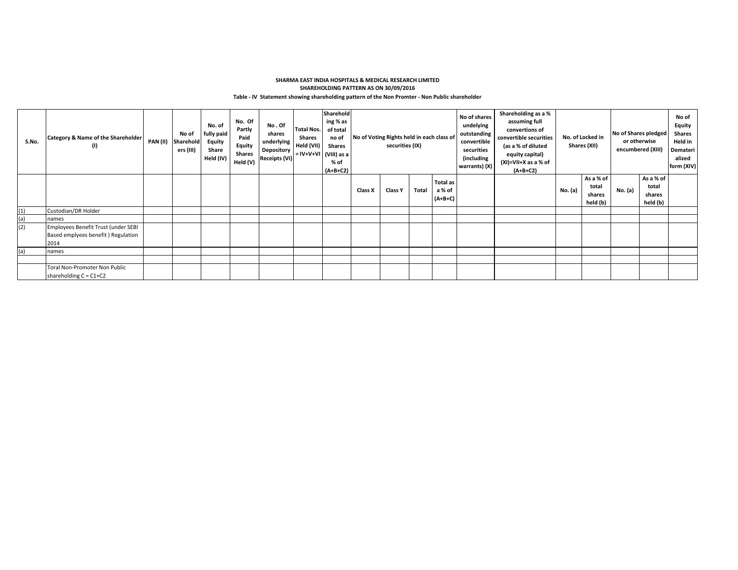SHARMA EAST INDIA HOSPITALS & MEDICAL RESEARCH LIMITED

SHAREHOLDING PATTERN AS ON 30/09/2016

Table - IV Statement showing shareholding pattern of the Non Promter - Non Public shareholder

| S.No. | Category & Name of the Shareholder (I) | PAN (II) | No of Shareholders (III) | No. of fully paid Equity Share Held (IV) | No. Of Partly Paid Equity Shares Held (V) | No . Of shares underlying Depository Receipts (VI) | Total Nos. Shares Held (VII) = IV+V+VI | Shareholding % as of total no of Shares (VIII) as a % of (A+B+C2) | No of Voting Rights held in each class of securities (IX) | | | | No of shares undelying outstanding convertible securities (including warrants) (X) | Shareholding as a % assuming full convertions of convertible securities (as a % of diluted equity capital) (XI)=VII+X as a % of (A+B+C2) | No. of Locked in Shares (XII) | | No of Shares pledged or otherwise encumbered (XIII) | | No of Equity Shares Held in Dematerialized form (XIV) |
|---|---|---|---|---|---|---|---|---|---|---|---|---|---|---|---|---|---|---|---|
| | | | | | | | | | Class X | Class Y | Total | Total as a % of (A+B+C) | | | No. (a) | As a % of total shares held (b) | No. (a) | As a % of total shares held (b) | |
| (1) | Custodian/DR Holder | | | | | | | | | | | | | | | | | | |
| (a) | names | | | | | | | | | | | | | | | | | | |
| (2) | Employees Benefit Trust (under SEBI Based emplyees benefit ) Regulation 2014 | | | | | | | | | | | | | | | | | | |
| (a) | names | | | | | | | | | | | | | | | | | | |
| | | | | | | | | | | | | | | | | | | | |
| | Toral Non-Promoter Non Public shareholding C = C1+C2 | | | | | | | | | | | | | | | | | | |